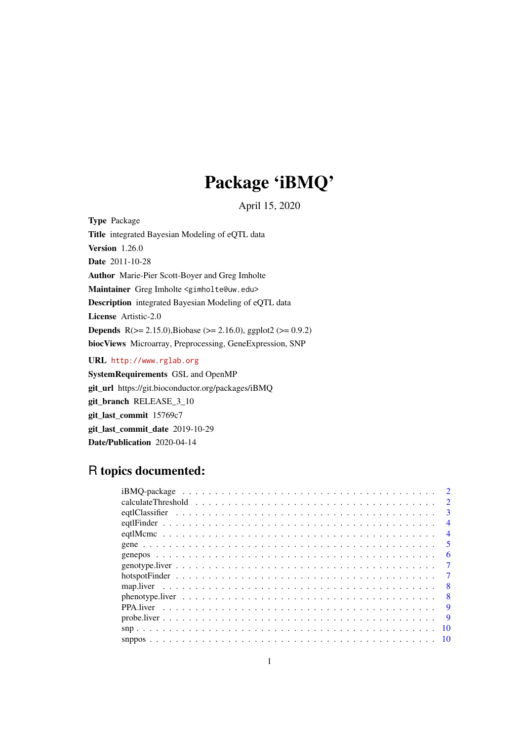# Package 'iBMQ'

April 15, 2020

**Type** Package

**Title** integrated Bayesian Modeling of eQTL data

**Version** 1.26.0

**Date** 2011-10-28

**Author** Marie-Pier Scott-Boyer and Greg Imholte

**Maintainer** Greg Imholte <gimholte@uw.edu>

**Description** integrated Bayesian Modeling of eQTL data

**License** Artistic-2.0

**Depends** R(>= 2.15.0),Biobase (>= 2.16.0), ggplot2 (>= 0.9.2)

**biocViews** Microarray, Preprocessing, GeneExpression, SNP

**URL** http://www.rglab.org

**SystemRequirements** GSL and OpenMP

**git_url** https://git.bioconductor.org/packages/iBMQ

**git_branch** RELEASE_3_10

**git_last_commit** 15769c7

**git_last_commit_date** 2019-10-29

**Date/Publication** 2020-04-14

## R topics documented:

- iBMQ-package . . . . . . . . . . . . . . . . . . . . . . . . . . . . . . . . . . . . 2
- calculateThreshold . . . . . . . . . . . . . . . . . . . . . . . . . . . . . . . . . . 2
- eqtlClassifier . . . . . . . . . . . . . . . . . . . . . . . . . . . . . . . . . . . . 3
- eqtlFinder . . . . . . . . . . . . . . . . . . . . . . . . . . . . . . . . . . . . . . 4
- eqtlMcmc . . . . . . . . . . . . . . . . . . . . . . . . . . . . . . . . . . . . . . 4
- gene . . . . . . . . . . . . . . . . . . . . . . . . . . . . . . . . . . . . . . . . 5
- genepos . . . . . . . . . . . . . . . . . . . . . . . . . . . . . . . . . . . . . . . 6
- genotype.liver . . . . . . . . . . . . . . . . . . . . . . . . . . . . . . . . . . . 7
- hotspotFinder . . . . . . . . . . . . . . . . . . . . . . . . . . . . . . . . . . . . 7
- map.liver . . . . . . . . . . . . . . . . . . . . . . . . . . . . . . . . . . . . . . 8
- phenotype.liver . . . . . . . . . . . . . . . . . . . . . . . . . . . . . . . . . . . 8
- PPA.liver . . . . . . . . . . . . . . . . . . . . . . . . . . . . . . . . . . . . . . 9
- probe.liver . . . . . . . . . . . . . . . . . . . . . . . . . . . . . . . . . . . . . 9
- snp . . . . . . . . . . . . . . . . . . . . . . . . . . . . . . . . . . . . . . . . . 10
- snppos . . . . . . . . . . . . . . . . . . . . . . . . . . . . . . . . . . . . . . . 10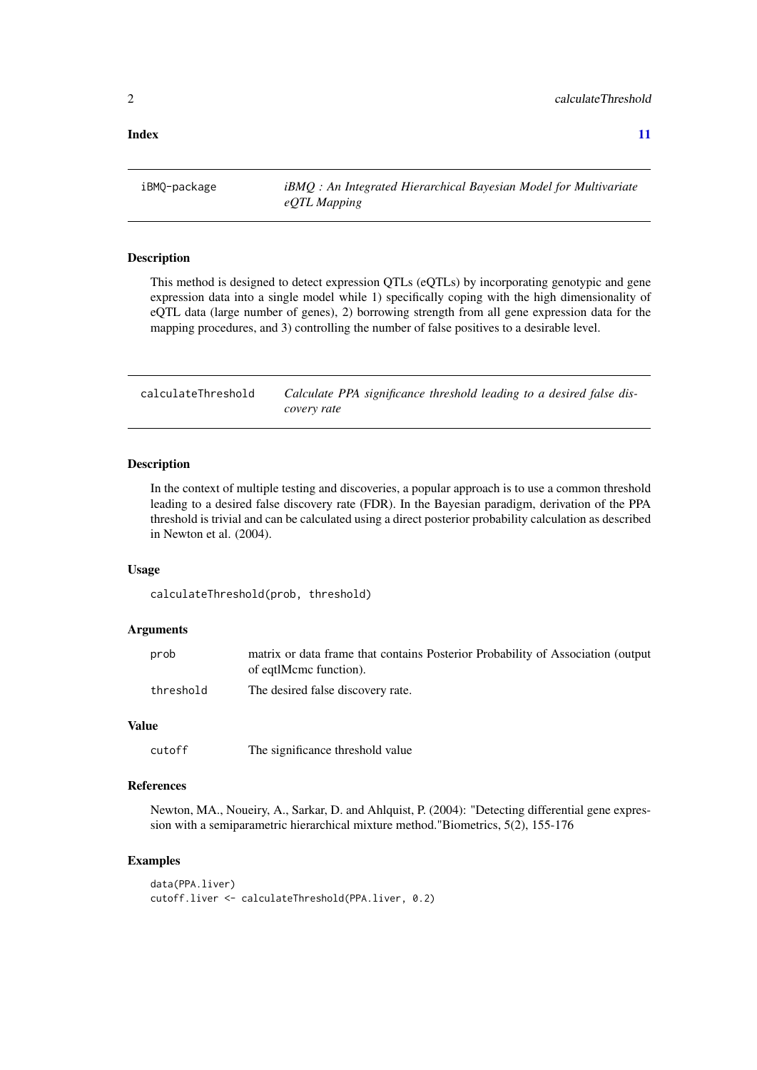**Index** **11**

---

iBMQ-package *iBMQ : An Integrated Hierarchical Bayesian Model for Multivariate eQTL Mapping*

---

### Description

This method is designed to detect expression QTLs (eQTLs) by incorporating genotypic and gene expression data into a single model while 1) specifically coping with the high dimensionality of eQTL data (large number of genes), 2) borrowing strength from all gene expression data for the mapping procedures, and 3) controlling the number of false positives to a desirable level.

---

calculateThreshold *Calculate PPA significance threshold leading to a desired false discovery rate*

---

### Description

In the context of multiple testing and discoveries, a popular approach is to use a common threshold leading to a desired false discovery rate (FDR). In the Bayesian paradigm, derivation of the PPA threshold is trivial and can be calculated using a direct posterior probability calculation as described in Newton et al. (2004).

### Usage

```
calculateThreshold(prob, threshold)
```

### Arguments

| | |
|---|---|
| prob | matrix or data frame that contains Posterior Probability of Association (output of eqtlMcmc function). |
| threshold | The desired false discovery rate. |

### Value

| | |
|---|---|
| cutoff | The significance threshold value |

### References

Newton, MA., Noueiry, A., Sarkar, D. and Ahlquist, P. (2004): "Detecting differential gene expression with a semiparametric hierarchical mixture method."Biometrics, 5(2), 155-176

### Examples

```
data(PPA.liver)
cutoff.liver <- calculateThreshold(PPA.liver, 0.2)
```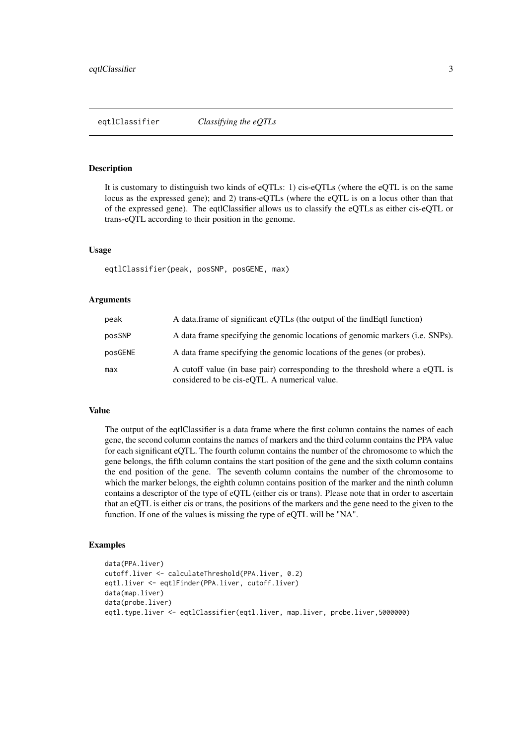## eqtlClassifier *Classifying the eQTLs*

### Description

It is customary to distinguish two kinds of eQTLs: 1) cis-eQTLs (where the eQTL is on the same locus as the expressed gene); and 2) trans-eQTLs (where the eQTL is on a locus other than that of the expressed gene). The eqtlClassifier allows us to classify the eQTLs as either cis-eQTL or trans-eQTL according to their position in the genome.

### Usage

```
eqtlClassifier(peak, posSNP, posGENE, max)
```

### Arguments

| | |
|---|---|
| peak | A data.frame of significant eQTLs (the output of the findEqtl function) |
| posSNP | A data frame specifying the genomic locations of genomic markers (i.e. SNPs). |
| posGENE | A data frame specifying the genomic locations of the genes (or probes). |
| max | A cutoff value (in base pair) corresponding to the threshold where a eQTL is considered to be cis-eQTL. A numerical value. |

### Value

The output of the eqtlClassifier is a data frame where the first column contains the names of each gene, the second column contains the names of markers and the third column contains the PPA value for each significant eQTL. The fourth column contains the number of the chromosome to which the gene belongs, the fifth column contains the start position of the gene and the sixth column contains the end position of the gene. The seventh column contains the number of the chromosome to which the marker belongs, the eighth column contains position of the marker and the ninth column contains a descriptor of the type of eQTL (either cis or trans). Please note that in order to ascertain that an eQTL is either cis or trans, the positions of the markers and the gene need to the given to the function. If one of the values is missing the type of eQTL will be "NA".

### Examples

```
data(PPA.liver)
cutoff.liver <- calculateThreshold(PPA.liver, 0.2)
eqtl.liver <- eqtlFinder(PPA.liver, cutoff.liver)
data(map.liver)
data(probe.liver)
eqtl.type.liver <- eqtlClassifier(eqtl.liver, map.liver, probe.liver,5000000)
```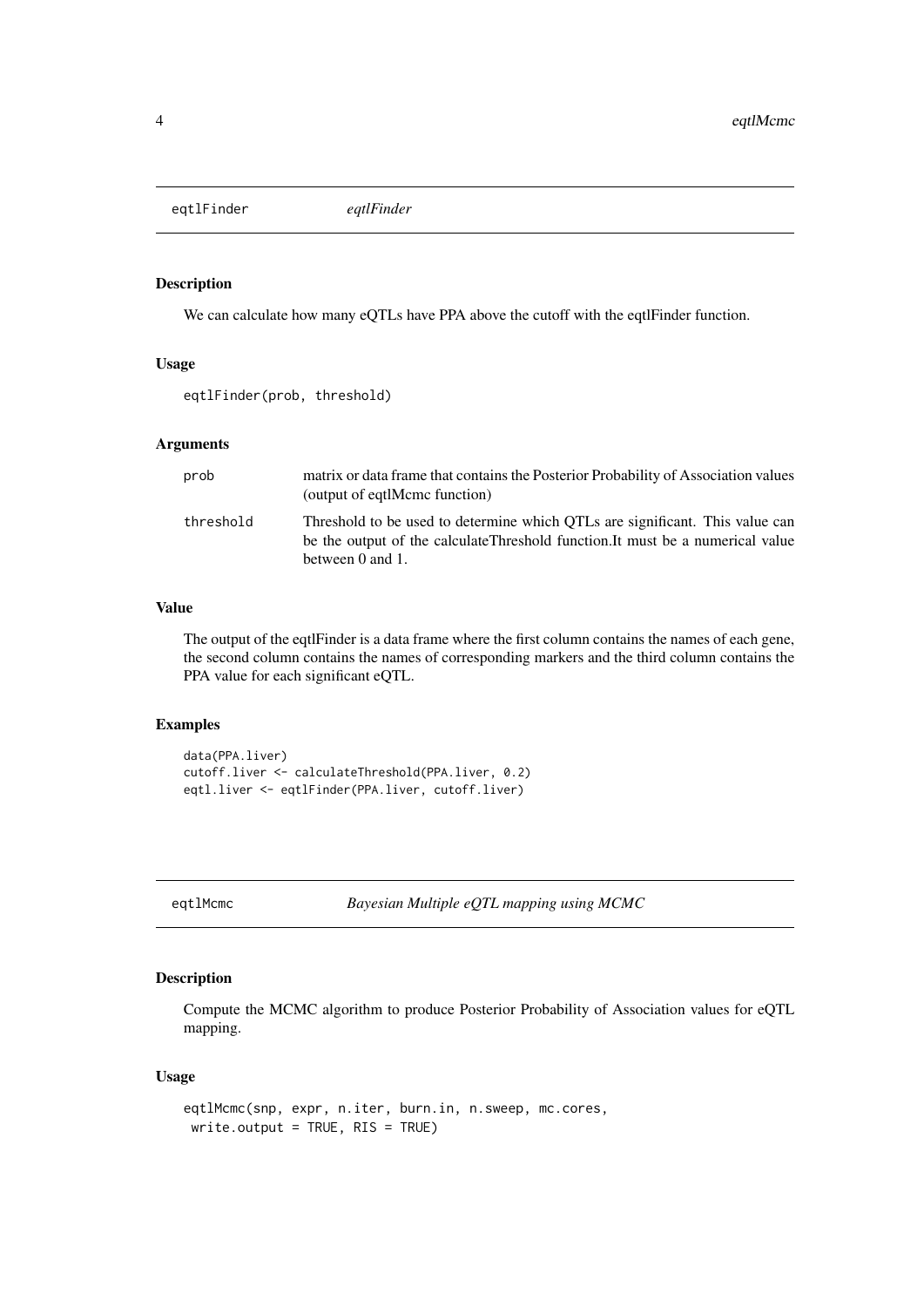## eqtlFinder — *eqtlFinder*

### Description

We can calculate how many eQTLs have PPA above the cutoff with the eqtlFinder function.

### Usage

```
eqtlFinder(prob, threshold)
```

### Arguments

| | |
|---|---|
| `prob` | matrix or data frame that contains the Posterior Probability of Association values (output of eqtlMcmc function) |
| `threshold` | Threshold to be used to determine which QTLs are significant. This value can be the output of the calculateThreshold function.It must be a numerical value between 0 and 1. |

### Value

The output of the eqtlFinder is a data frame where the first column contains the names of each gene, the second column contains the names of corresponding markers and the third column contains the PPA value for each significant eQTL.

### Examples

```
data(PPA.liver)
cutoff.liver <- calculateThreshold(PPA.liver, 0.2)
eqtl.liver <- eqtlFinder(PPA.liver, cutoff.liver)
```

## eqtlMcmc — *Bayesian Multiple eQTL mapping using MCMC*

### Description

Compute the MCMC algorithm to produce Posterior Probability of Association values for eQTL mapping.

### Usage

```
eqtlMcmc(snp, expr, n.iter, burn.in, n.sweep, mc.cores,
 write.output = TRUE, RIS = TRUE)
```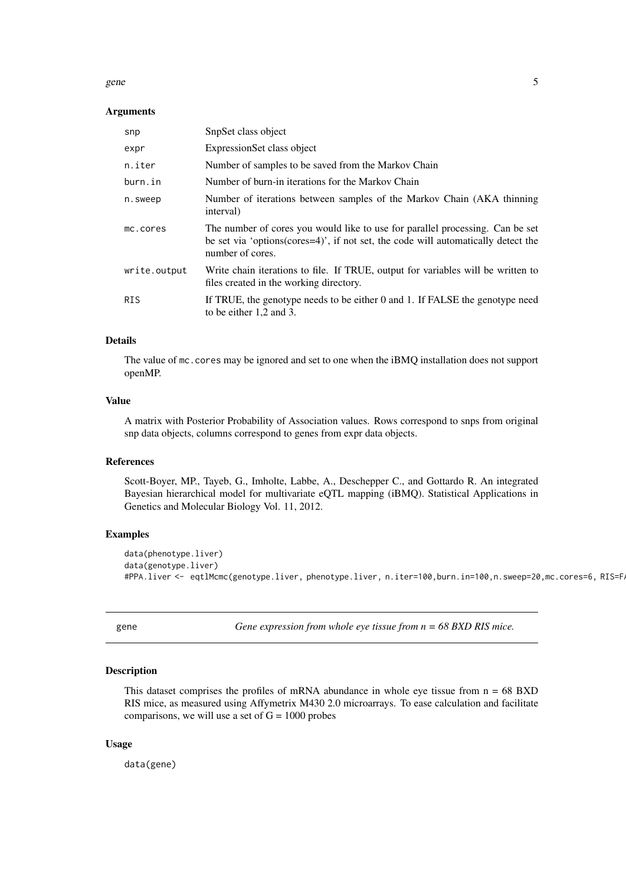### Arguments

| | |
|---|---|
| snp | SnpSet class object |
| expr | ExpressionSet class object |
| n.iter | Number of samples to be saved from the Markov Chain |
| burn.in | Number of burn-in iterations for the Markov Chain |
| n.sweep | Number of iterations between samples of the Markov Chain (AKA thinning interval) |
| mc.cores | The number of cores you would like to use for parallel processing. Can be set be set via 'options(cores=4)', if not set, the code will automatically detect the number of cores. |
| write.output | Write chain iterations to file. If TRUE, output for variables will be written to files created in the working directory. |
| RIS | If TRUE, the genotype needs to be either 0 and 1. If FALSE the genotype need to be either 1,2 and 3. |

### Details

The value of mc.cores may be ignored and set to one when the iBMQ installation does not support openMP.

### Value

A matrix with Posterior Probability of Association values. Rows correspond to snps from original snp data objects, columns correspond to genes from expr data objects.

### References

Scott-Boyer, MP., Tayeb, G., Imholte, Labbe, A., Deschepper C., and Gottardo R. An integrated Bayesian hierarchical model for multivariate eQTL mapping (iBMQ). Statistical Applications in Genetics and Molecular Biology Vol. 11, 2012.

### Examples

```
data(phenotype.liver)
data(genotype.liver)
#PPA.liver <- eqtlMcmc(genotype.liver, phenotype.liver, n.iter=100,burn.in=100,n.sweep=20,mc.cores=6, RIS=F
```

---

## gene — *Gene expression from whole eye tissue from n = 68 BXD RIS mice.*

### Description

This dataset comprises the profiles of mRNA abundance in whole eye tissue from n = 68 BXD RIS mice, as measured using Affymetrix M430 2.0 microarrays. To ease calculation and facilitate comparisons, we will use a set of G = 1000 probes

### Usage

```
data(gene)
```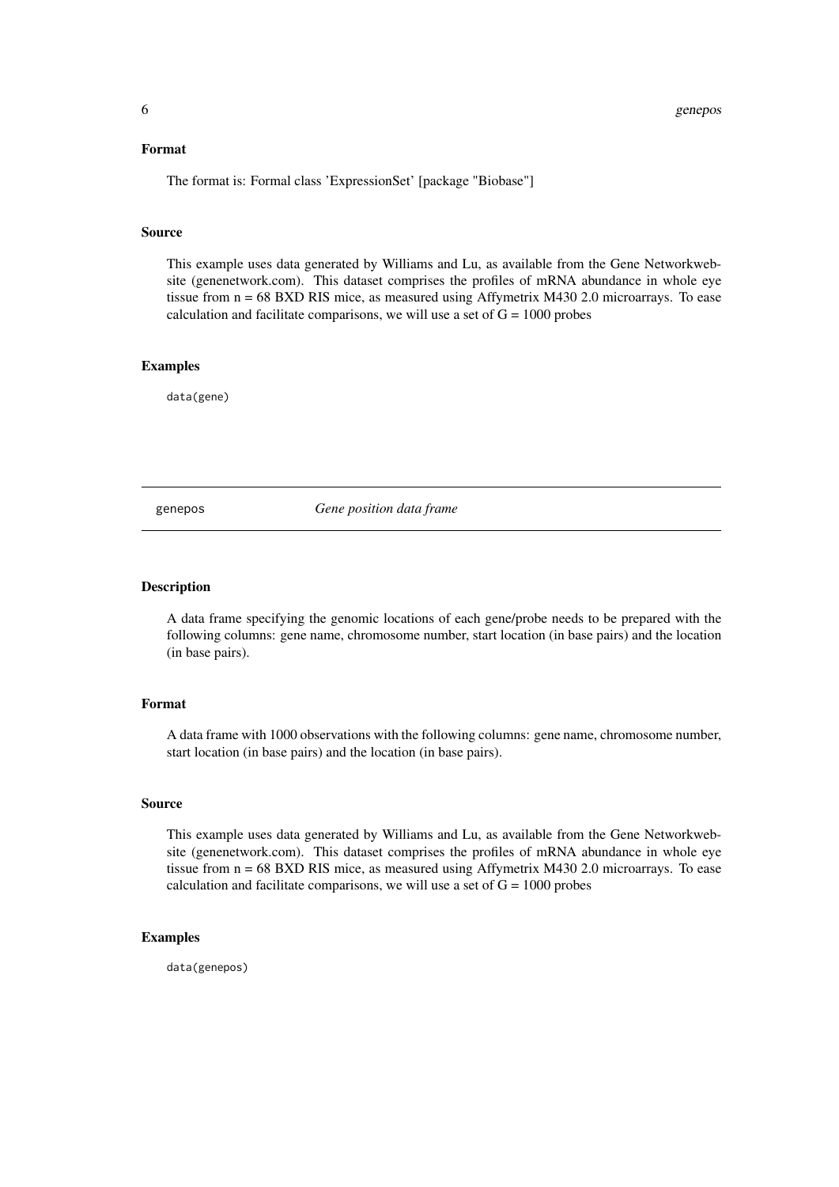### Format

The format is: Formal class 'ExpressionSet' [package "Biobase"]

### Source

This example uses data generated by Williams and Lu, as available from the Gene Networkwebsite (genenetwork.com). This dataset comprises the profiles of mRNA abundance in whole eye tissue from n = 68 BXD RIS mice, as measured using Affymetrix M430 2.0 microarrays. To ease calculation and facilitate comparisons, we will use a set of G = 1000 probes

### Examples

```
data(gene)
```

---

## genepos    *Gene position data frame*

---

### Description

A data frame specifying the genomic locations of each gene/probe needs to be prepared with the following columns: gene name, chromosome number, start location (in base pairs) and the location (in base pairs).

### Format

A data frame with 1000 observations with the following columns: gene name, chromosome number, start location (in base pairs) and the location (in base pairs).

### Source

This example uses data generated by Williams and Lu, as available from the Gene Networkwebsite (genenetwork.com). This dataset comprises the profiles of mRNA abundance in whole eye tissue from n = 68 BXD RIS mice, as measured using Affymetrix M430 2.0 microarrays. To ease calculation and facilitate comparisons, we will use a set of G = 1000 probes

### Examples

```
data(genepos)
```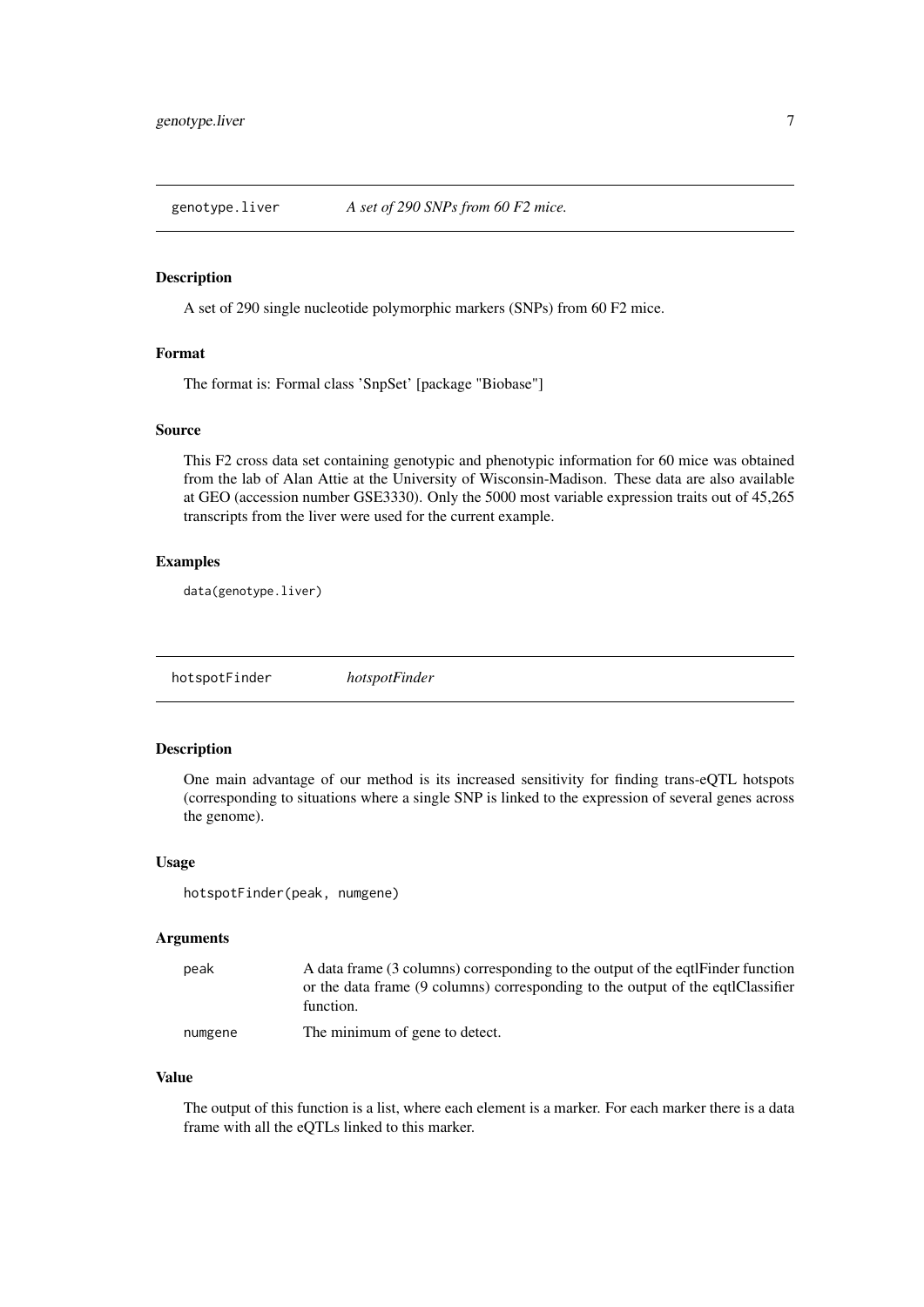## genotype.liver — *A set of 290 SNPs from 60 F2 mice.*

### Description

A set of 290 single nucleotide polymorphic markers (SNPs) from 60 F2 mice.

### Format

The format is: Formal class 'SnpSet' [package "Biobase"]

### Source

This F2 cross data set containing genotypic and phenotypic information for 60 mice was obtained from the lab of Alan Attie at the University of Wisconsin-Madison. These data are also available at GEO (accession number GSE3330). Only the 5000 most variable expression traits out of 45,265 transcripts from the liver were used for the current example.

### Examples

```
data(genotype.liver)
```

## hotspotFinder — *hotspotFinder*

### Description

One main advantage of our method is its increased sensitivity for finding trans-eQTL hotspots (corresponding to situations where a single SNP is linked to the expression of several genes across the genome).

### Usage

```
hotspotFinder(peak, numgene)
```

### Arguments

| | |
|---|---|
| peak | A data frame (3 columns) corresponding to the output of the eqtlFinder function or the data frame (9 columns) corresponding to the output of the eqtlClassifier function. |
| numgene | The minimum of gene to detect. |

### Value

The output of this function is a list, where each element is a marker. For each marker there is a data frame with all the eQTLs linked to this marker.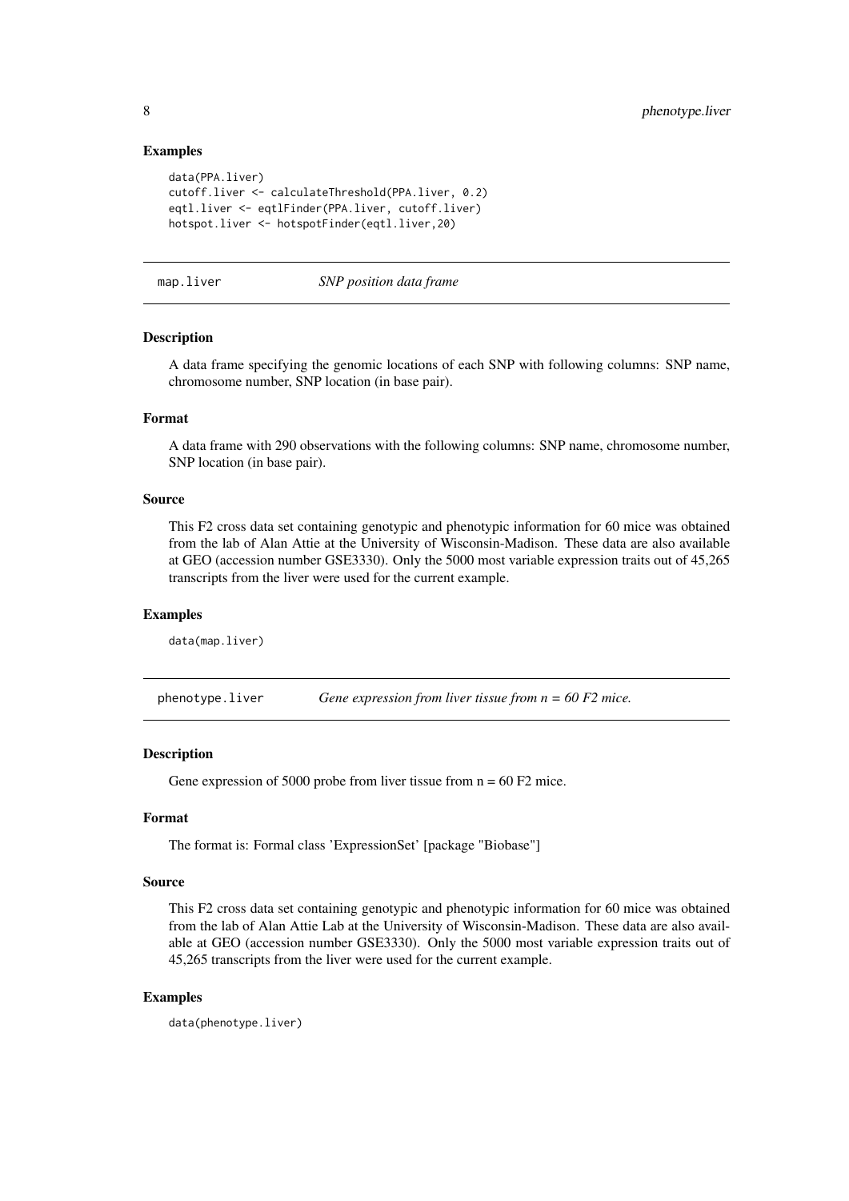### Examples

```
data(PPA.liver)
cutoff.liver <- calculateThreshold(PPA.liver, 0.2)
eqtl.liver <- eqtlFinder(PPA.liver, cutoff.liver)
hotspot.liver <- hotspotFinder(eqtl.liver,20)
```

---

## map.liver — *SNP position data frame*

---

### Description

A data frame specifying the genomic locations of each SNP with following columns: SNP name, chromosome number, SNP location (in base pair).

### Format

A data frame with 290 observations with the following columns: SNP name, chromosome number, SNP location (in base pair).

### Source

This F2 cross data set containing genotypic and phenotypic information for 60 mice was obtained from the lab of Alan Attie at the University of Wisconsin-Madison. These data are also available at GEO (accession number GSE3330). Only the 5000 most variable expression traits out of 45,265 transcripts from the liver were used for the current example.

### Examples

```
data(map.liver)
```

---

## phenotype.liver — *Gene expression from liver tissue from n = 60 F2 mice.*

---

### Description

Gene expression of 5000 probe from liver tissue from n = 60 F2 mice.

### Format

The format is: Formal class 'ExpressionSet' [package "Biobase"]

### Source

This F2 cross data set containing genotypic and phenotypic information for 60 mice was obtained from the lab of Alan Attie Lab at the University of Wisconsin-Madison. These data are also available at GEO (accession number GSE3330). Only the 5000 most variable expression traits out of 45,265 transcripts from the liver were used for the current example.

### Examples

```
data(phenotype.liver)
```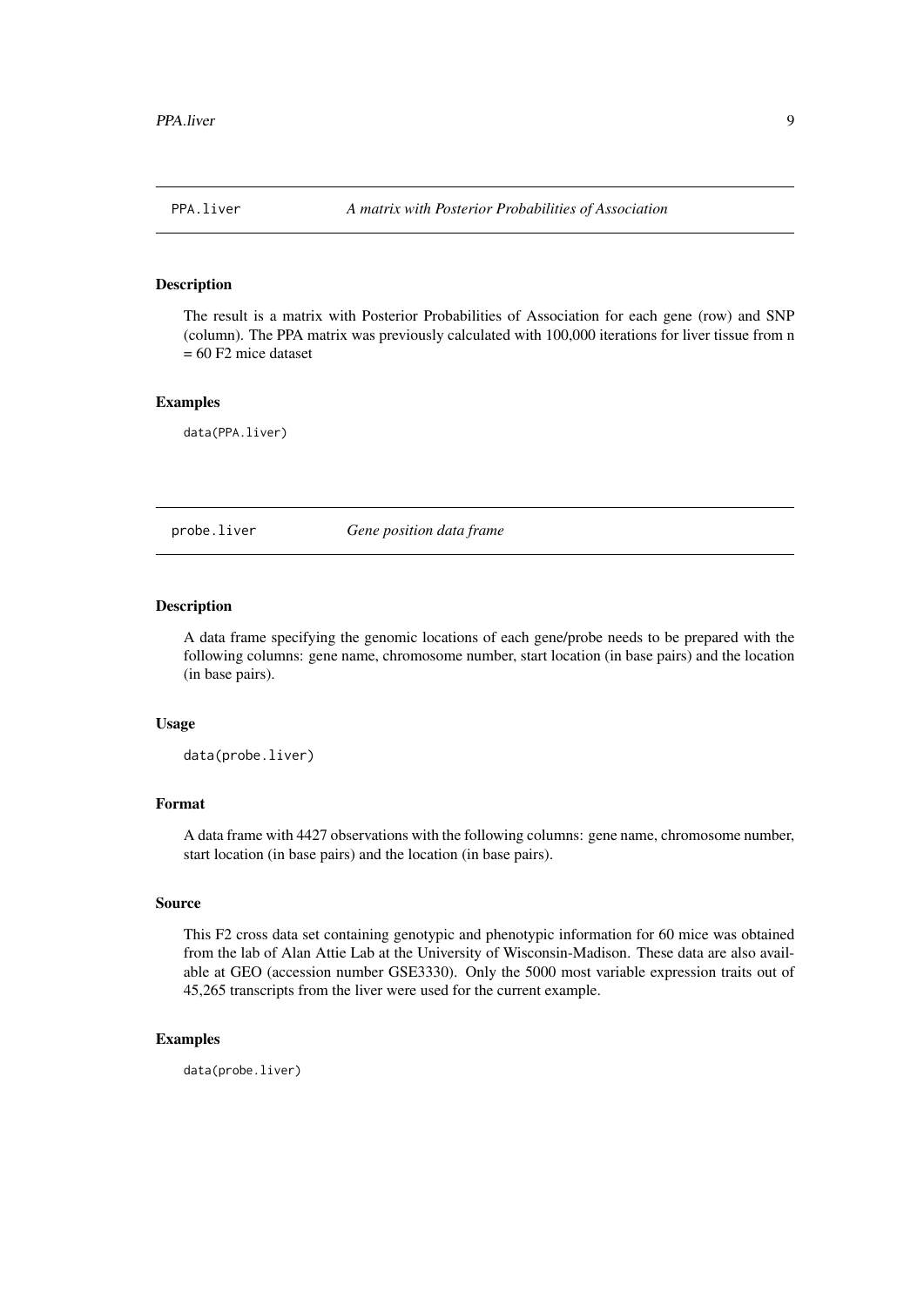## PPA.liver — *A matrix with Posterior Probabilities of Association*

### Description

The result is a matrix with Posterior Probabilities of Association for each gene (row) and SNP (column). The PPA matrix was previously calculated with 100,000 iterations for liver tissue from n = 60 F2 mice dataset

### Examples

```
data(PPA.liver)
```

## probe.liver — *Gene position data frame*

### Description

A data frame specifying the genomic locations of each gene/probe needs to be prepared with the following columns: gene name, chromosome number, start location (in base pairs) and the location (in base pairs).

### Usage

```
data(probe.liver)
```

### Format

A data frame with 4427 observations with the following columns: gene name, chromosome number, start location (in base pairs) and the location (in base pairs).

### Source

This F2 cross data set containing genotypic and phenotypic information for 60 mice was obtained from the lab of Alan Attie Lab at the University of Wisconsin-Madison. These data are also available at GEO (accession number GSE3330). Only the 5000 most variable expression traits out of 45,265 transcripts from the liver were used for the current example.

### Examples

```
data(probe.liver)
```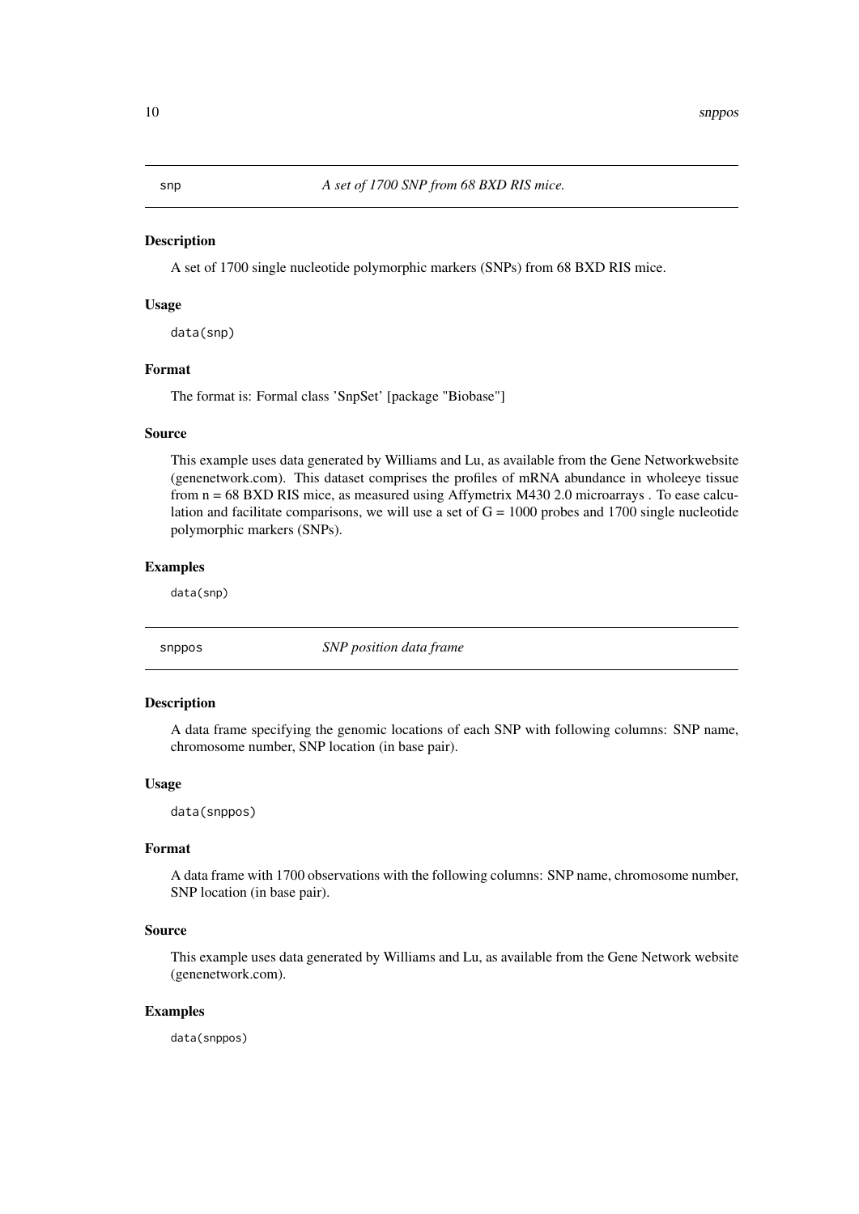## snp — *A set of 1700 SNP from 68 BXD RIS mice.*

### Description

A set of 1700 single nucleotide polymorphic markers (SNPs) from 68 BXD RIS mice.

### Usage

```
data(snp)
```

### Format

The format is: Formal class 'SnpSet' [package "Biobase"]

### Source

This example uses data generated by Williams and Lu, as available from the Gene Networkwebsite (genenetwork.com). This dataset comprises the profiles of mRNA abundance in wholeeye tissue from n = 68 BXD RIS mice, as measured using Affymetrix M430 2.0 microarrays . To ease calculation and facilitate comparisons, we will use a set of G = 1000 probes and 1700 single nucleotide polymorphic markers (SNPs).

### Examples

```
data(snp)
```

## snppos — *SNP position data frame*

### Description

A data frame specifying the genomic locations of each SNP with following columns: SNP name, chromosome number, SNP location (in base pair).

### Usage

```
data(snppos)
```

### Format

A data frame with 1700 observations with the following columns: SNP name, chromosome number, SNP location (in base pair).

### Source

This example uses data generated by Williams and Lu, as available from the Gene Network website (genenetwork.com).

### Examples

```
data(snppos)
```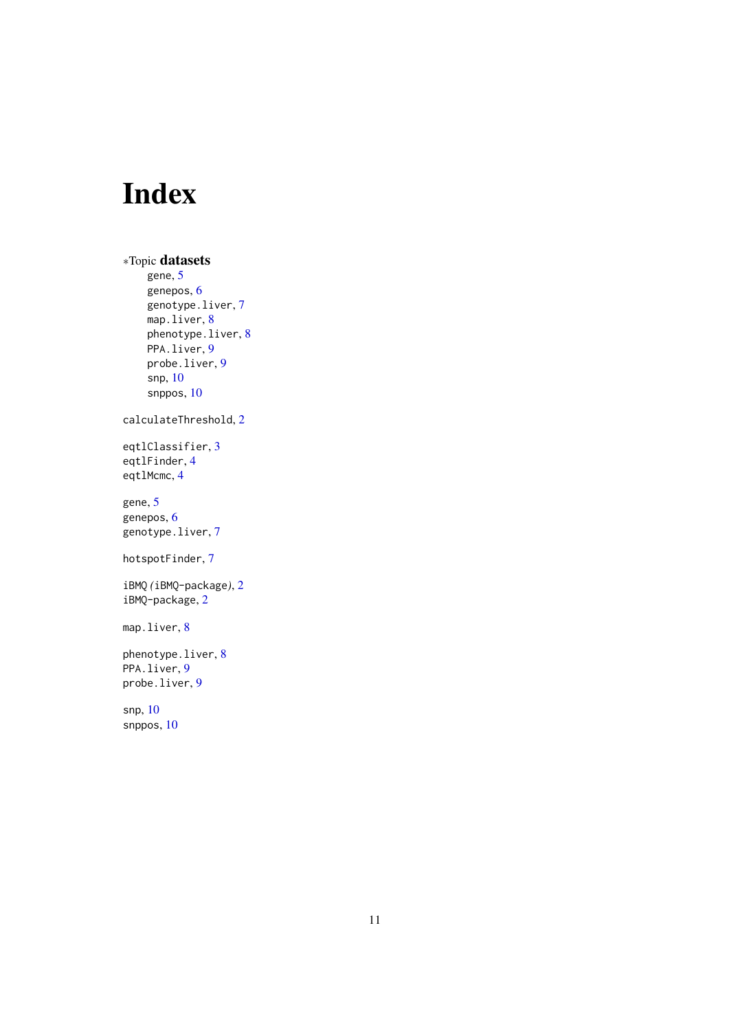# Index

*Topic **datasets**
  gene, 5
  genepos, 6
  genotype.liver, 7
  map.liver, 8
  phenotype.liver, 8
  PPA.liver, 9
  probe.liver, 9
  snp, 10
  snppos, 10

calculateThreshold, 2

eqtlClassifier, 3
eqtlFinder, 4
eqtlMcmc, 4

gene, 5
genepos, 6
genotype.liver, 7

hotspotFinder, 7

iBMQ *(iBMQ-package)*, 2
iBMQ-package, 2

map.liver, 8

phenotype.liver, 8
PPA.liver, 9
probe.liver, 9

snp, 10
snppos, 10